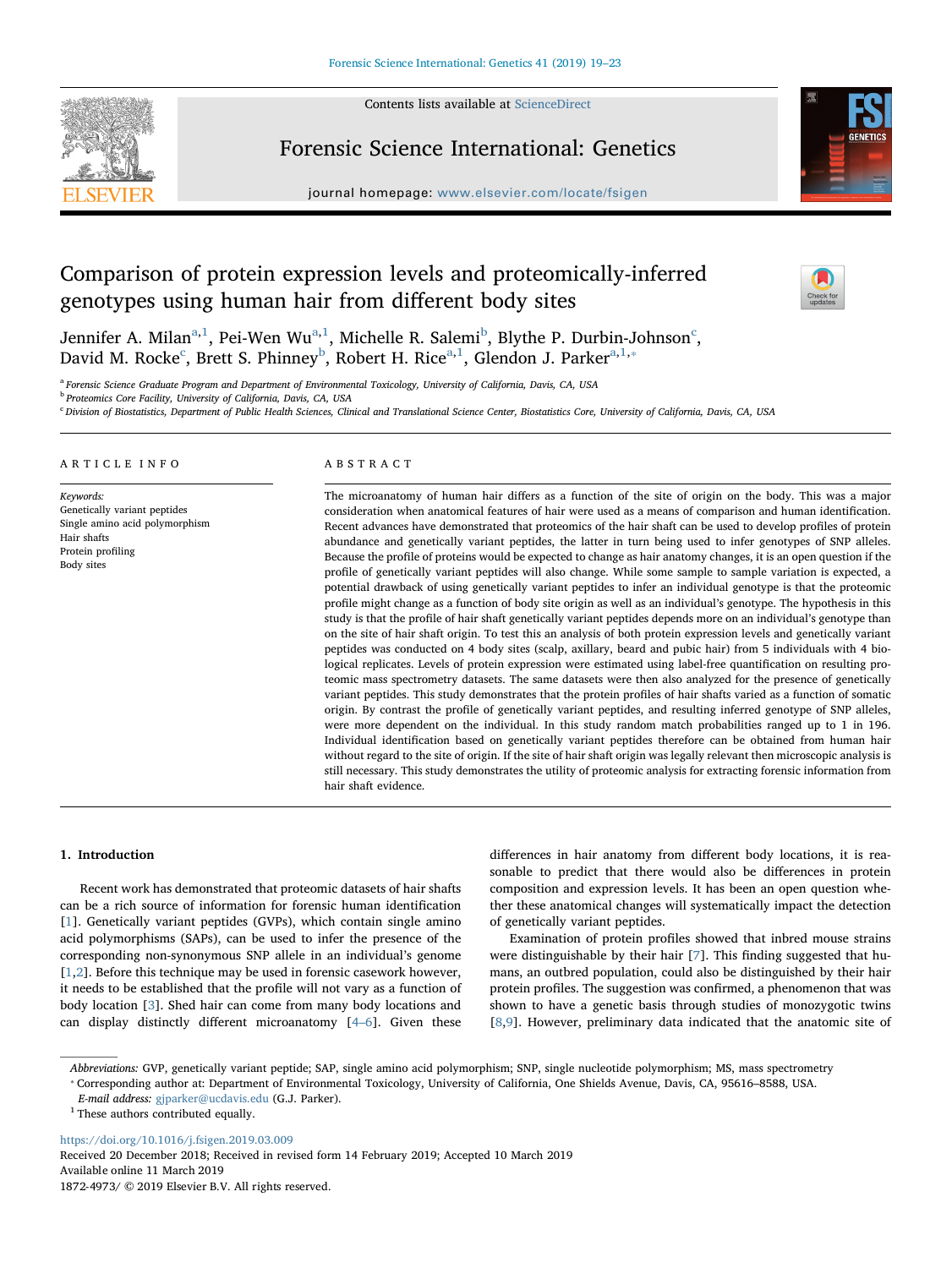# Comparison of protein expression levels and proteomically-inferred genotypes using human hair from different body sites

Jennifer A. Milan[a,1], Pei-Wen Wu[a,1], Michelle R. Salemi[b], Blythe P. Durbin-Johnson[c], David M. Rocke[c], Brett S. Phinney[b], Robert H. Rice[a,1], Glendon J. Parker[a,1,*]

[a] Forensic Science Graduate Program and Department of Environmental Toxicology, University of California, Davis, CA, USA

[b] Proteomics Core Facility, University of California, Davis, CA, USA

[c] Division of Biostatistics, Department of Public Health Sciences, Clinical and Translational Science Center, Biostatistics Core, University of California, Davis, CA, USA

## ARTICLE INFO

*Keywords:*
Genetically variant peptides
Single amino acid polymorphism
Hair shafts
Protein profiling
Body sites

## ABSTRACT

The microanatomy of human hair differs as a function of the site of origin on the body. This was a major consideration when anatomical features of hair were used as a means of comparison and human identification. Recent advances have demonstrated that proteomics of the hair shaft can be used to develop profiles of protein abundance and genetically variant peptides, the latter in turn being used to infer genotypes of SNP alleles. Because the profile of proteins would be expected to change as hair anatomy changes, it is an open question if the profile of genetically variant peptides will also change. While some sample to sample variation is expected, a potential drawback of using genetically variant peptides to infer an individual genotype is that the proteomic profile might change as a function of body site origin as well as an individual's genotype. The hypothesis in this study is that the profile of hair shaft genetically variant peptides depends more on an individual's genotype than on the site of hair shaft origin. To test this an analysis of both protein expression levels and genetically variant peptides was conducted on 4 body sites (scalp, axillary, beard and pubic hair) from 5 individuals with 4 biological replicates. Levels of protein expression were estimated using label-free quantification on resulting proteomic mass spectrometry datasets. The same datasets were then also analyzed for the presence of genetically variant peptides. This study demonstrates that the protein profiles of hair shafts varied as a function of somatic origin. By contrast the profile of genetically variant peptides, and resulting inferred genotype of SNP alleles, were more dependent on the individual. In this study random match probabilities ranged up to 1 in 196. Individual identification based on genetically variant peptides therefore can be obtained from human hair without regard to the site of origin. If the site of hair shaft origin was legally relevant then microscopic analysis is still necessary. This study demonstrates the utility of proteomic analysis for extracting forensic information from hair shaft evidence.

## 1. Introduction

Recent work has demonstrated that proteomic datasets of hair shafts can be a rich source of information for forensic human identification [1]. Genetically variant peptides (GVPs), which contain single amino acid polymorphisms (SAPs), can be used to infer the presence of the corresponding non-synonymous SNP allele in an individual's genome [1,2]. Before this technique may be used in forensic casework however, it needs to be established that the profile will not vary as a function of body location [3]. Shed hair can come from many body locations and can display distinctly different microanatomy [4–6]. Given these differences in hair anatomy from different body locations, it is reasonable to predict that there would also be differences in protein composition and expression levels. It has been an open question whether these anatomical changes will systematically impact the detection of genetically variant peptides.

Examination of protein profiles showed that inbred mouse strains were distinguishable by their hair [7]. This finding suggested that humans, an outbred population, could also be distinguished by their hair protein profiles. The suggestion was confirmed, a phenomenon that was shown to have a genetic basis through studies of monozygotic twins [8,9]. However, preliminary data indicated that the anatomic site of

---

*Abbreviations:* GVP, genetically variant peptide; SAP, single amino acid polymorphism; SNP, single nucleotide polymorphism; MS, mass spectrometry

* Corresponding author at: Department of Environmental Toxicology, University of California, One Shields Avenue, Davis, CA, 95616–8588, USA.
*E-mail address:* gjparker@ucdavis.edu (G.J. Parker).

[1] These authors contributed equally.

https://doi.org/10.1016/j.fsigen.2019.03.009
Received 20 December 2018; Received in revised form 14 February 2019; Accepted 10 March 2019
Available online 11 March 2019
1872-4973/ © 2019 Elsevier B.V. All rights reserved.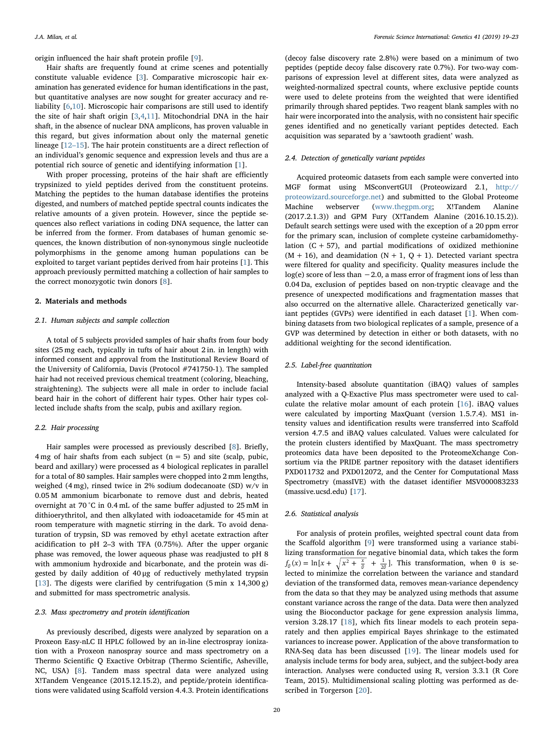origin influenced the hair shaft protein profile [9].

Hair shafts are frequently found at crime scenes and potentially constitute valuable evidence [3]. Comparative microscopic hair examination has generated evidence for human identifications in the past, but quantitative analyses are now sought for greater accuracy and reliability [6,10]. Microscopic hair comparisons are still used to identify the site of hair shaft origin [3,4,11]. Mitochondrial DNA in the hair shaft, in the absence of nuclear DNA amplicons, has proven valuable in this regard, but gives information about only the maternal genetic lineage [12–15]. The hair protein constituents are a direct reflection of an individual's genomic sequence and expression levels and thus are a potential rich source of genetic and identifying information [1].

With proper processing, proteins of the hair shaft are efficiently trypsinized to yield peptides derived from the constituent proteins. Matching the peptides to the human database identifies the proteins digested, and numbers of matched peptide spectral counts indicates the relative amounts of a given protein. However, since the peptide sequences also reflect variations in coding DNA sequence, the latter can be inferred from the former. From databases of human genomic sequences, the known distribution of non-synonymous single nucleotide polymorphisms in the genome among human populations can be exploited to target variant peptides derived from hair proteins [1]. This approach previously permitted matching a collection of hair samples to the correct monozygotic twin donors [8].

## 2. Materials and methods

### 2.1. Human subjects and sample collection

A total of 5 subjects provided samples of hair shafts from four body sites (25 mg each, typically in tufts of hair about 2 in. in length) with informed consent and approval from the Institutional Review Board of the University of California, Davis (Protocol #741750-1). The sampled hair had not received previous chemical treatment (coloring, bleaching, straightening). The subjects were all male in order to include facial beard hair in the cohort of different hair types. Other hair types collected include shafts from the scalp, pubis and axillary region.

### 2.2. Hair processing

Hair samples were processed as previously described [8]. Briefly, 4 mg of hair shafts from each subject ($n = 5$) and site (scalp, pubic, beard and axillary) were processed as 4 biological replicates in parallel for a total of 80 samples. Hair samples were chopped into 2 mm lengths, weighed (4 mg), rinsed twice in 2% sodium dodecanoate (SD) w/v in 0.05 M ammonium bicarbonate to remove dust and debris, heated overnight at 70 °C in 0.4 mL of the same buffer adjusted to 25 mM in dithioerythritol, and then alkylated with iodoacetamide for 45 min at room temperature with magnetic stirring in the dark. To avoid denaturation of trypsin, SD was removed by ethyl acetate extraction after acidification to pH 2–3 with TFA (0.75%). After the upper organic phase was removed, the lower aqueous phase was readjusted to pH 8 with ammonium hydroxide and bicarbonate, and the protein was digested by daily addition of 40 μg of reductively methylated trypsin [13]. The digests were clarified by centrifugation (5 min x 14,300 g) and submitted for mass spectrometric analysis.

### 2.3. Mass spectrometry and protein identification

As previously described, digests were analyzed by separation on a Proxeon Easy-nLC II HPLC followed by an in-line electrospray ionization with a Proxeon nanospray source and mass spectrometry on a Thermo Scientific Q Exactive Orbitrap (Thermo Scientific, Asheville, NC, USA) [8]. Tandem mass spectral data were analyzed using X!Tandem Vengeance (2015.12.15.2), and peptide/protein identifications were validated using Scaffold version 4.4.3. Protein identifications (decoy false discovery rate 2.8%) were based on a minimum of two peptides (peptide decoy false discovery rate 0.7%). For two-way comparisons of expression level at different sites, data were analyzed as weighted-normalized spectral counts, where exclusive peptide counts were used to delete proteins from the weighted that were identified primarily through shared peptides. Two reagent blank samples with no hair were incorporated into the analysis, with no consistent hair specific genes identified and no genetically variant peptides detected. Each acquisition was separated by a 'sawtooth gradient' wash.

### 2.4. Detection of genetically variant peptides

Acquired proteomic datasets from each sample were converted into MGF format using MSconvertGUI (Proteowizard 2.1, http://proteowizard.sourceforge.net) and submitted to the Global Proteome Machine webserver (www.thegpm.org; X!Tandem Alanine (2017.2.1.3)) and GPM Fury (X!Tandem Alanine (2016.10.15.2)). Default search settings were used with the exception of a 20 ppm error for the primary scan, inclusion of complete cysteine carbamidomethylation (C + 57), and partial modifications of oxidized methionine (M + 16), and deamidation (N + 1, Q + 1). Detected variant spectra were filtered for quality and specificity. Quality measures include the log(e) score of less than −2.0, a mass error of fragment ions of less than 0.04 Da, exclusion of peptides based on non-tryptic cleavage and the presence of unexpected modifications and fragmentation masses that also occurred on the alternative allele. Characterized genetically variant peptides (GVPs) were identified in each dataset [1]. When combining datasets from two biological replicates of a sample, presence of a GVP was determined by detection in either or both datasets, with no additional weighting for the second identification.

### 2.5. Label-free quantitation

Intensity-based absolute quantitation (iBAQ) values of samples analyzed with a Q-Exactive Plus mass spectrometer were used to calculate the relative molar amount of each protein [16]. iBAQ values were calculated by importing MaxQuant (version 1.5.7.4). MS1 intensity values and identification results were transferred into Scaffold version 4.7.5 and iBAQ values calculated. Values were calculated for the protein clusters identified by MaxQuant. The mass spectrometry proteomics data have been deposited to the ProteomeXchange Consortium via the PRIDE partner repository with the dataset identifiers PXD011732 and PXD012072, and the Center for Computational Mass Spectrometry (massIVE) with the dataset identifier MSV000083233 (massive.ucsd.edu) [17].

### 2.6. Statistical analysis

For analysis of protein profiles, weighted spectral count data from the Scaffold algorithm [9] were transformed using a variance stabilizing transformation for negative binomial data, which takes the form $f_\theta(x) = \ln[x + \sqrt{x^2 + \frac{x}{\theta}} + \frac{1}{2\theta}]$. This transformation, when θ is selected to minimize the correlation between the variance and standard deviation of the transformed data, removes mean-variance dependency from the data so that they may be analyzed using methods that assume constant variance across the range of the data. Data were then analyzed using the Bioconductor package for gene expression analysis limma, version 3.28.17 [18], which fits linear models to each protein separately and then applies empirical Bayes shrinkage to the estimated variances to increase power. Application of the above transformation to RNA-Seq data has been discussed [19]. The linear models used for analysis include terms for body area, subject, and the subject-body area interaction. Analyses were conducted using R, version 3.3.1 (R Core Team, 2015). Multidimensional scaling plotting was performed as described in Torgerson [20].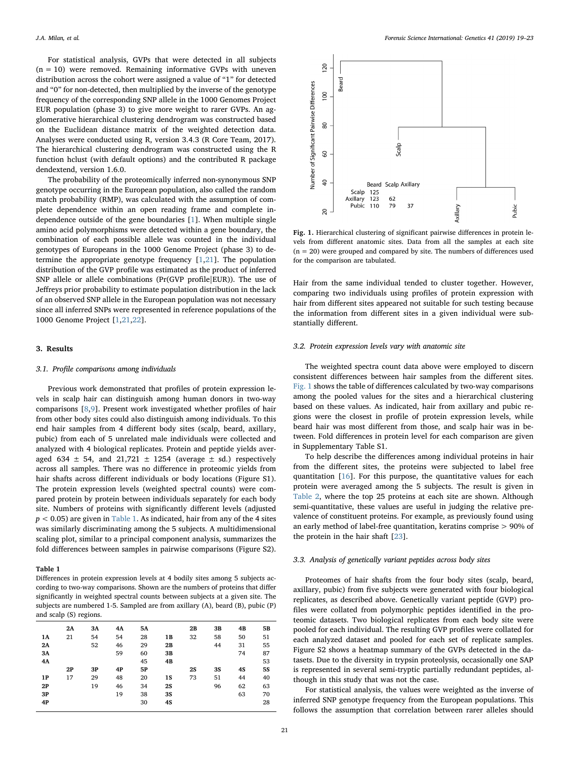For statistical analysis, GVPs that were detected in all subjects (n = 10) were removed. Remaining informative GVPs with uneven distribution across the cohort were assigned a value of "1" for detected and "0" for non-detected, then multiplied by the inverse of the genotype frequency of the corresponding SNP allele in the 1000 Genomes Project EUR population (phase 3) to give more weight to rarer GVPs. An agglomerative hierarchical clustering dendrogram was constructed based on the Euclidean distance matrix of the weighted detection data. Analyses were conducted using R, version 3.4.3 (R Core Team, 2017). The hierarchical clustering dendrogram was constructed using the R function hclust (with default options) and the contributed R package dendextend, version 1.6.0.

The probability of the proteomically inferred non-synonymous SNP genotype occurring in the European population, also called the random match probability (RMP), was calculated with the assumption of complete dependence within an open reading frame and complete independence outside of the gene boundaries [1]. When multiple single amino acid polymorphisms were detected within a gene boundary, the combination of each possible allele was counted in the individual genotypes of Europeans in the 1000 Genome Project (phase 3) to determine the appropriate genotype frequency [1,21]. The population distribution of the GVP profile was estimated as the product of inferred SNP allele or allele combinations (Pr(GVP profile|EUR)). The use of Jeffreys prior probability to estimate population distribution in the lack of an observed SNP allele in the European population was not necessary since all inferred SNPs were represented in reference populations of the 1000 Genome Project [1,21,22].

## 3. Results

### 3.1. Profile comparisons among individuals

Previous work demonstrated that profiles of protein expression levels in scalp hair can distinguish among human donors in two-way comparisons [8,9]. Present work investigated whether profiles of hair from other body sites could also distinguish among individuals. To this end hair samples from 4 different body sites (scalp, beard, axillary, pubic) from each of 5 unrelated male individuals were collected and analyzed with 4 biological replicates. Protein and peptide yields averaged 634 ± 54, and 21,721 ± 1254 (average ± sd.) respectively across all samples. There was no difference in proteomic yields from hair shafts across different individuals or body locations (Figure S1). The protein expression levels (weighted spectral counts) were compared protein by protein between individuals separately for each body site. Numbers of proteins with significantly different levels (adjusted $p < 0.05$) are given in Table 1. As indicated, hair from any of the 4 sites was similarly discriminating among the 5 subjects. A multidimensional scaling plot, similar to a principal component analysis, summarizes the fold differences between samples in pairwise comparisons (Figure S2).

**Table 1**
Differences in protein expression levels at 4 bodily sites among 5 subjects according to two-way comparisons. Shown are the numbers of proteins that differ significantly in weighted spectral counts between subjects at a given site. The subjects are numbered 1-5. Sampled are from axillary (A), beard (B), pubic (P) and scalp (S) regions.

| | 2A | 3A | 4A | 5A | | 2B | 3B | 4B | 5B |
|---|---|---|---|---|---|---|---|---|---|
| **1A** | 21 | 54 | 54 | 28 | **1B** | 32 | 58 | 50 | 51 |
| **2A** | | 52 | 46 | 29 | **2B** | | 44 | 31 | 55 |
| **3A** | | | 59 | 60 | **3B** | | | 74 | 87 |
| **4A** | | | | 45 | **4B** | | | | 53 |
| | **2P** | **3P** | **4P** | **5P** | | **2S** | **3S** | **4S** | **5S** |
| **1P** | 17 | 29 | 48 | 20 | **1S** | 73 | 51 | 44 | 40 |
| **2P** | | 19 | 46 | 34 | **2S** | | 96 | 62 | 63 |
| **3P** | | | 19 | 38 | **3S** | | | 63 | 70 |
| **4P** | | | | 30 | **4S** | | | | 28 |

| | Beard | Scalp | Axillary |
|---|---|---|---|
| Scalp | 125 | | |
| Axillary | 123 | 62 | |
| Pubic | 110 | 79 | 37 |

**Fig. 1.** Hierarchical clustering of significant pairwise differences in protein levels from different anatomic sites. Data from all the samples at each site (n = 20) were grouped and compared by site. The numbers of differences used for the comparison are tabulated.

Hair from the same individual tended to cluster together. However, comparing two individuals using profiles of protein expression with hair from different sites appeared not suitable for such testing because the information from different sites in a given individual were substantially different.

### 3.2. Protein expression levels vary with anatomic site

The weighted spectra count data above were employed to discern consistent differences between hair samples from the different sites. Fig. 1 shows the table of differences calculated by two-way comparisons among the pooled values for the sites and a hierarchical clustering based on these values. As indicated, hair from axillary and pubic regions were the closest in profile of protein expression levels, while beard hair was most different from those, and scalp hair was in between. Fold differences in protein level for each comparison are given in Supplementary Table S1.

To help describe the differences among individual proteins in hair from the different sites, the proteins were subjected to label free quantitation [16]. For this purpose, the quantitative values for each protein were averaged among the 5 subjects. The result is given in Table 2, where the top 25 proteins at each site are shown. Although semi-quantitative, these values are useful in judging the relative prevalence of constituent proteins. For example, as previously found using an early method of label-free quantitation, keratins comprise > 90% of the protein in the hair shaft [23].

### 3.3. Analysis of genetically variant peptides across body sites

Proteomes of hair shafts from the four body sites (scalp, beard, axillary, pubic) from five subjects were generated with four biological replicates, as described above. Genetically variant peptide (GVP) profiles were collated from polymorphic peptides identified in the proteomic datasets. Two biological replicates from each body site were pooled for each individual. The resulting GVP profiles were collated for each analyzed dataset and pooled for each set of replicate samples. Figure S2 shows a heatmap summary of the GVPs detected in the datasets. Due to the diversity in trypsin proteolysis, occasionally one SAP is represented in several semi-tryptic partially redundant peptides, although in this study that was not the case.

For statistical analysis, the values were weighted as the inverse of inferred SNP genotype frequency from the European populations. This follows the assumption that correlation between rarer alleles should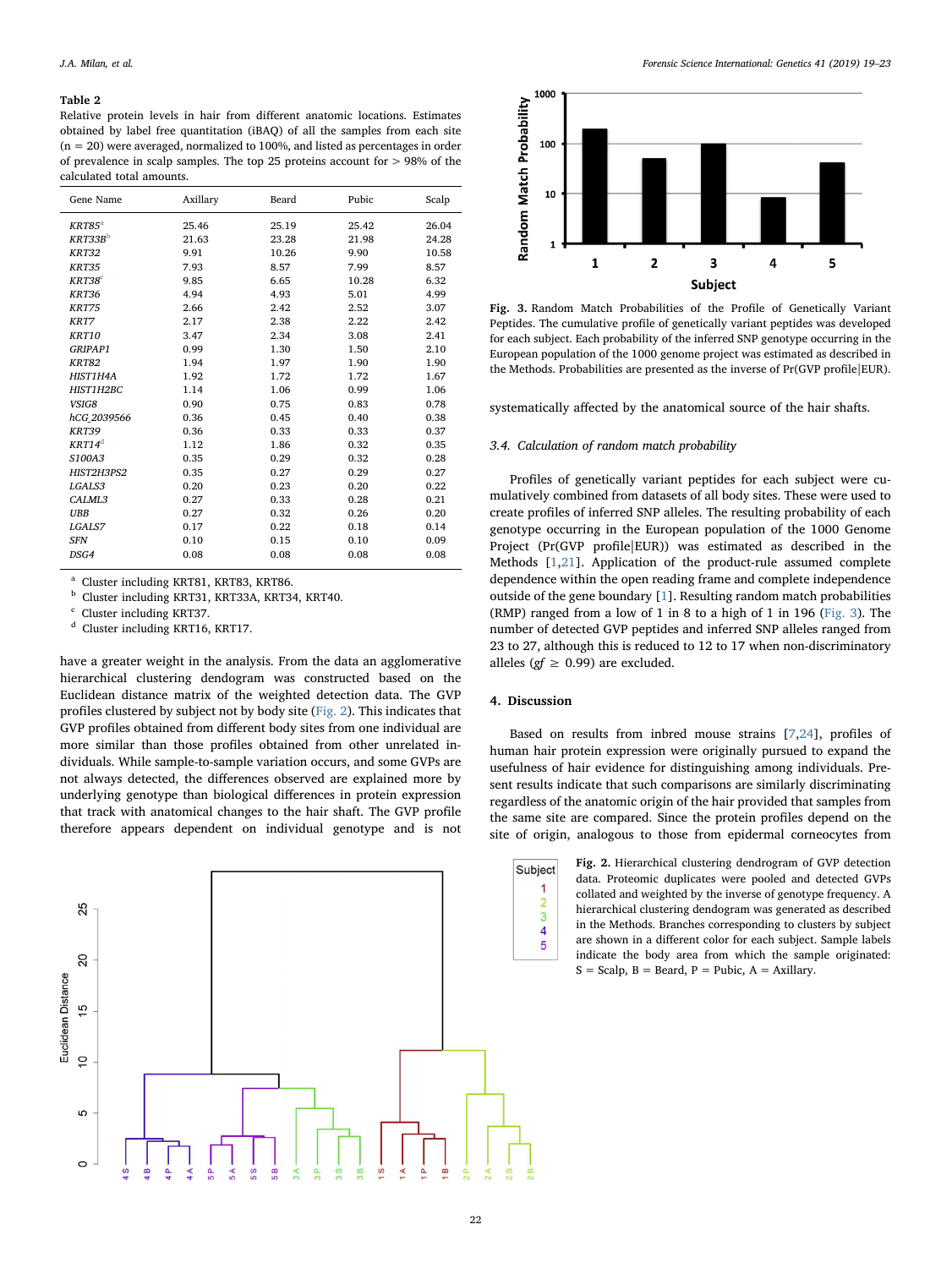**Table 2**
Relative protein levels in hair from different anatomic locations. Estimates obtained by label free quantitation (iBAQ) of all the samples from each site (n = 20) were averaged, normalized to 100%, and listed as percentages in order of prevalence in scalp samples. The top 25 proteins account for > 98% of the calculated total amounts.

| Gene Name | Axillary | Beard | Pubic | Scalp |
|---|---|---|---|---|
| *KRT85*[a] | 25.46 | 25.19 | 25.42 | 26.04 |
| *KRT33B*[b] | 21.63 | 23.28 | 21.98 | 24.28 |
| *KRT32* | 9.91 | 10.26 | 9.90 | 10.58 |
| *KRT35* | 7.93 | 8.57 | 7.99 | 8.57 |
| *KRT38*[c] | 9.85 | 6.65 | 10.28 | 6.32 |
| *KRT36* | 4.94 | 4.93 | 5.01 | 4.99 |
| *KRT75* | 2.66 | 2.42 | 2.52 | 3.07 |
| *KRT7* | 2.17 | 2.38 | 2.22 | 2.42 |
| *KRT10* | 3.47 | 2.34 | 3.08 | 2.41 |
| *GRIPAP1* | 0.99 | 1.30 | 1.50 | 2.10 |
| *KRT82* | 1.94 | 1.97 | 1.90 | 1.90 |
| *HIST1H4A* | 1.92 | 1.72 | 1.72 | 1.67 |
| *HIST1H2BC* | 1.14 | 1.06 | 0.99 | 1.06 |
| *VSIG8* | 0.90 | 0.75 | 0.83 | 0.78 |
| *hCG_2039566* | 0.36 | 0.45 | 0.40 | 0.38 |
| *KRT39* | 0.36 | 0.33 | 0.33 | 0.37 |
| *KRT14*[d] | 1.12 | 1.86 | 0.32 | 0.35 |
| *S100A3* | 0.35 | 0.29 | 0.32 | 0.28 |
| *HIST2H3PS2* | 0.35 | 0.27 | 0.29 | 0.27 |
| *LGALS3* | 0.20 | 0.23 | 0.20 | 0.22 |
| *CALML3* | 0.27 | 0.33 | 0.28 | 0.21 |
| *UBB* | 0.27 | 0.32 | 0.26 | 0.20 |
| *LGALS7* | 0.17 | 0.22 | 0.18 | 0.14 |
| *SFN* | 0.10 | 0.15 | 0.10 | 0.09 |
| *DSG4* | 0.08 | 0.08 | 0.08 | 0.08 |

[a] Cluster including KRT81, KRT83, KRT86.
[b] Cluster including KRT31, KRT33A, KRT34, KRT40.
[c] Cluster including KRT37.
[d] Cluster including KRT16, KRT17.

have a greater weight in the analysis. From the data an agglomerative hierarchical clustering dendogram was constructed based on the Euclidean distance matrix of the weighted detection data. The GVP profiles clustered by subject not by body site (Fig. 2). This indicates that GVP profiles obtained from different body sites from one individual are more similar than those profiles obtained from other unrelated individuals. While sample-to-sample variation occurs, and some GVPs are not always detected, the differences observed are explained more by underlying genotype than biological differences in protein expression that track with anatomical changes to the hair shaft. The GVP profile therefore appears dependent on individual genotype and is not systematically affected by the anatomical source of the hair shafts.

**Fig. 2.** Hierarchical clustering dendrogram of GVP detection data. Proteomic duplicates were pooled and detected GVPs collated and weighted by the inverse of genotype frequency. A hierarchical clustering dendogram was generated as described in the Methods. Branches corresponding to clusters by subject are shown in a different color for each subject. Sample labels indicate the body area from which the sample originated: S = Scalp, B = Beard, P = Pubic, A = Axillary.

**Fig. 3.** Random Match Probabilities of the Profile of Genetically Variant Peptides. The cumulative profile of genetically variant peptides was developed for each subject. Each probability of the inferred SNP genotype occurring in the European population of the 1000 genome project was estimated as described in the Methods. Probabilities are presented as the inverse of Pr(GVP profile|EUR).

### 3.4. Calculation of random match probability

Profiles of genetically variant peptides for each subject were cumulatively combined from datasets of all body sites. These were used to create profiles of inferred SNP alleles. The resulting probability of each genotype occurring in the European population of the 1000 Genome Project (Pr(GVP profile|EUR)) was estimated as described in the Methods [1,21]. Application of the product-rule assumed complete dependence within the open reading frame and complete independence outside of the gene boundary [1]. Resulting random match probabilities (RMP) ranged from a low of 1 in 8 to a high of 1 in 196 (Fig. 3). The number of detected GVP peptides and inferred SNP alleles ranged from 23 to 27, although this is reduced to 12 to 17 when non-discriminatory alleles ($gf \geq 0.99$) are excluded.

## 4. Discussion

Based on results from inbred mouse strains [7,24], profiles of human hair protein expression were originally pursued to expand the usefulness of hair evidence for distinguishing among individuals. Present results indicate that such comparisons are similarly discriminating regardless of the anatomic origin of the hair provided that samples from the same site are compared. Since the protein profiles depend on the site of origin, analogous to those from epidermal corneocytes from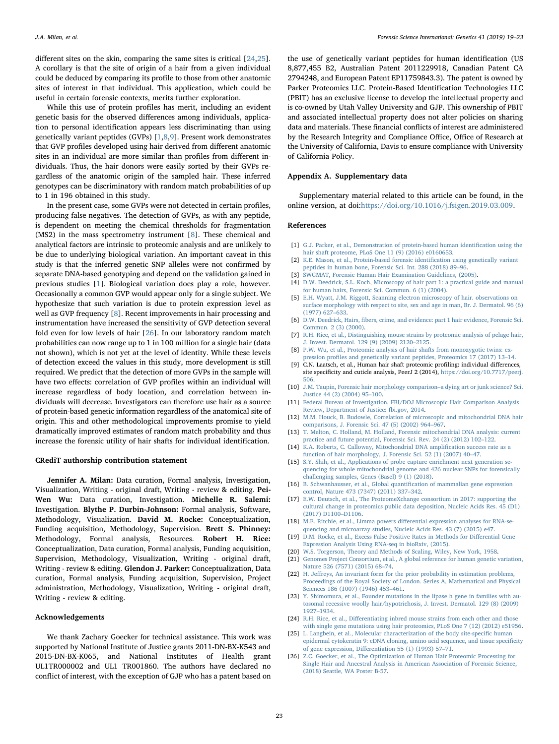different sites on the skin, comparing the same sites is critical [24,25]. A corollary is that the site of origin of a hair from a given individual could be deduced by comparing its profile to those from other anatomic sites of interest in that individual. This application, which could be useful in certain forensic contexts, merits further exploration.

While this use of protein profiles has merit, including an evident genetic basis for the observed differences among individuals, application to personal identification appears less discriminating than using genetically variant peptides (GVPs) [1,8,9]. Present work demonstrates that GVP profiles developed using hair derived from different anatomic sites in an individual are more similar than profiles from different individuals. Thus, the hair donors were easily sorted by their GVPs regardless of the anatomic origin of the sampled hair. These inferred genotypes can be discriminatory with random match probabilities of up to 1 in 196 obtained in this study.

In the present case, some GVPs were not detected in certain profiles, producing false negatives. The detection of GVPs, as with any peptide, is dependent on meeting the chemical thresholds for fragmentation (MS2) in the mass spectrometry instrument [8]. These chemical and analytical factors are intrinsic to proteomic analysis and are unlikely to be due to underlying biological variation. An important caveat in this study is that the inferred genetic SNP alleles were not confirmed by separate DNA-based genotyping and depend on the validation gained in previous studies [1]. Biological variation does play a role, however. Occasionally a common GVP would appear only for a single subject. We hypothesize that such variation is due to protein expression level as well as GVP frequency [8]. Recent improvements in hair processing and instrumentation have increased the sensitivity of GVP detection several fold even for low levels of hair [26]. In our laboratory random match probabilities can now range up to 1 in 100 million for a single hair (data not shown), which is not yet at the level of identity. While these levels of detection exceed the values in this study, more development is still required. We predict that the detection of more GVPs in the sample will have two effects: correlation of GVP profiles within an individual will increase regardless of body location, and correlation between individuals will decrease. Investigators can therefore use hair as a source of protein-based genetic information regardless of the anatomical site of origin. This and other methodological improvements promise to yield dramatically improved estimates of random match probability and thus increase the forensic utility of hair shafts for individual identification.

## CRediT authorship contribution statement

**Jennifer A. Milan:** Data curation, Formal analysis, Investigation, Visualization, Writing - original draft, Writing - review & editing. **Pei-Wen Wu:** Data curation, Investigation. **Michelle R. Salemi:** Investigation. **Blythe P. Durbin-Johnson:** Formal analysis, Software, Methodology, Visualization. **David M. Rocke:** Conceptualization, Funding acquisition, Methodology, Supervision. **Brett S. Phinney:** Methodology, Formal analysis, Resources. **Robert H. Rice:** Conceptualization, Data curation, Formal analysis, Funding acquisition, Supervision, Methodology, Visualization, Writing - original draft, Writing - review & editing. **Glendon J. Parker:** Conceptualization, Data curation, Formal analysis, Funding acquisition, Supervision, Project administration, Methodology, Visualization, Writing - original draft, Writing - review & editing.

## Acknowledgements

We thank Zachary Goecker for technical assistance. This work was supported by National Institute of Justice grants 2011-DN-BX-K543 and 2015-DN-BX-K065, and National Institutes of Health grant UL1TR000002 and UL1 TR001860. The authors have declared no conflict of interest, with the exception of GJP who has a patent based on the use of genetically variant peptides for human identification (US 8,877,455 B2, Australian Patent 2011229918, Canadian Patent CA 2794248, and European Patent EP11759843.3). The patent is owned by Parker Proteomics LLC. Protein-Based Identification Technologies LLC (PBIT) has an exclusive license to develop the intellectual property and is co-owned by Utah Valley University and GJP. This ownership of PBIT and associated intellectual property does not alter policies on sharing data and materials. These financial conflicts of interest are administered by the Research Integrity and Compliance Office, Office of Research at the University of California, Davis to ensure compliance with University of California Policy.

## Appendix A. Supplementary data

Supplementary material related to this article can be found, in the online version, at doi:https://doi.org/10.1016/j.fsigen.2019.03.009.

## References

[1] G.J. Parker, et al., Demonstration of protein-based human identification using the hair shaft proteome, PLoS One 11 (9) (2016) e0160653.

[2] K.E. Mason, et al., Protein-based forensic identification using genetically variant peptides in human bone, Forensic Sci. Int. 288 (2018) 89–96.

[3] SWGMAT, Forensic Human Hair Examination Guidelines, (2005).

[4] D.W. Deedrick, S.L. Koch, Microscopy of hair part 1: a practical guide and manual for human hairs, Forensic Sci. Commun. 6 (1) (2004).

[5] E.H. Wyatt, J.M. Riggott, Scanning electron microscopy of hair. observations on surface morphology with respect to site, sex and age in man, Br. J. Dermatol. 96 (6) (1977) 627–633.

[6] D.W. Deedrick, Hairs, fibers, crime, and evidence: part 1 hair evidence, Forensic Sci. Commun. 2 (3) (2000).

[7] R.H. Rice, et al., Distinguishing mouse strains by proteomic analysis of pelage hair, J. Invest. Dermatol. 129 (9) (2009) 2120–2125.

[8] P.W. Wu, et al., Proteomic analysis of hair shafts from monozygotic twins: expression profiles and genetically variant peptides, Proteomics 17 (2017) 13–14.

[9] C.N. Laatsch, et al., Human hair shaft proteomic profiling: individual differences, site specificity and cuticle analysis, PeerJ 2 (2014), https://doi.org/10.7717/peerj.506.

[10] J.M. Taupin, Forensic hair morphology comparison–a dying art or junk science? Sci. Justice 44 (2) (2004) 95–100.

[11] Federal Bureau of Investigation, FBI/DOJ Microscopic Hair Comparison Analysis Review, Department of Justice: fbi.gov, 2014.

[12] M.M. Houck, B. Budowle, Correlation of microscopic and mitochondrial DNA hair comparisons, J. Forensic Sci. 47 (5) (2002) 964–967.

[13] T. Melton, C. Holland, M. Holland, Forensic mitochondrial DNA analysis: current practice and future potential, Forensic Sci. Rev. 24 (2) (2012) 102–122.

[14] K.A. Roberts, C. Calloway, Mitochondrial DNA amplification success rate as a function of hair morphology, J. Forensic Sci. 52 (1) (2007) 40–47.

[15] S.Y. Shih, et al., Applications of probe capture enrichment next generation sequencing for whole mitochondrial genome and 426 nuclear SNPs for forensically challenging samples, Genes (Basel) 9 (1) (2018).

[16] B. Schwanhausser, et al., Global quantification of mammalian gene expression control, Nature 473 (7347) (2011) 337–342.

[17] E.W. Deutsch, et al., The ProteomeXchange consortium in 2017: supporting the cultural change in proteomics public data deposition, Nucleic Acids Res. 45 (D1) (2017) D1100–D1106.

[18] M.E. Ritchie, et al., Limma powers differential expression analyses for RNA-sequencing and microarray studies, Nucleic Acids Res. 43 (7) (2015) e47.

[19] D.M. Rocke, et al., Excess False Positive Rates in Methods for Differential Gene Expression Analysis Using RNA-seq in bioRxiv, (2015).

[20] W.S. Torgerson, Theory and Methods of Scaling, Wiley, New York, 1958.

[21] Genomes Project Consortium, et al., A global reference for human genetic variation, Nature 526 (7571) (2015) 68–74.

[22] H. Jeffreys, An invariant form for the prior probability in estimation problems, Proceedings of the Royal Society of London. Series A, Mathematical and Physical Sciences 186 (1007) (1946) 453–461.

[23] Y. Shimomura, et al., Founder mutations in the lipase h gene in families with autosomal recessive woolly hair/hypotrichosis, J. Invest. Dermatol. 129 (8) (2009) 1927–1934.

[24] R.H. Rice, et al., Differentiating inbred mouse strains from each other and those with single gene mutations using hair proteomics, PLoS One 7 (12) (2012) e51956.

[25] L. Langbein, et al., Molecular characterization of the body site-specific human epidermal cytokeratin 9: cDNA cloning, amino acid sequence, and tissue specificity of gene expression, Differentiation 55 (1) (1993) 57–71.

[26] Z.C. Goecker, et al., The Optimization of Human Hair Proteomic Processing for Single Hair and Ancestral Analysis in American Association of Forensic Science, (2018) Seattle, WA Poster B-57.